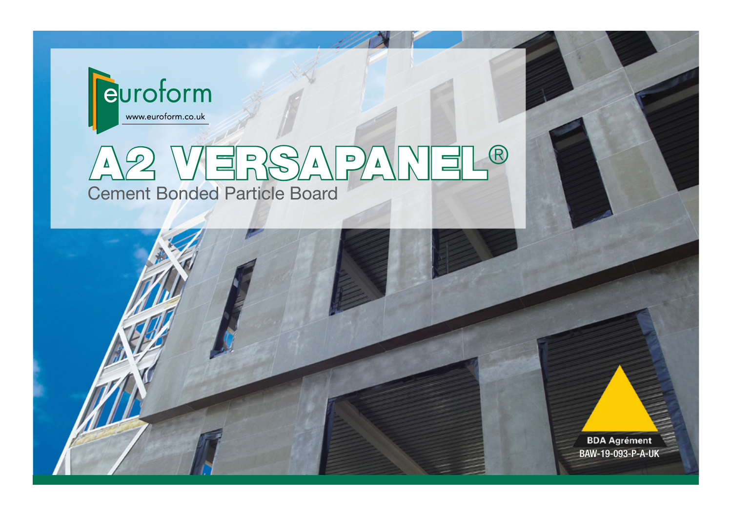euroform

www.euroform.co.uk

# A2 VERSAPANEL®

## Cement Bonded Particle Board

BDA Agrément
BAW-19-093-P-A-UK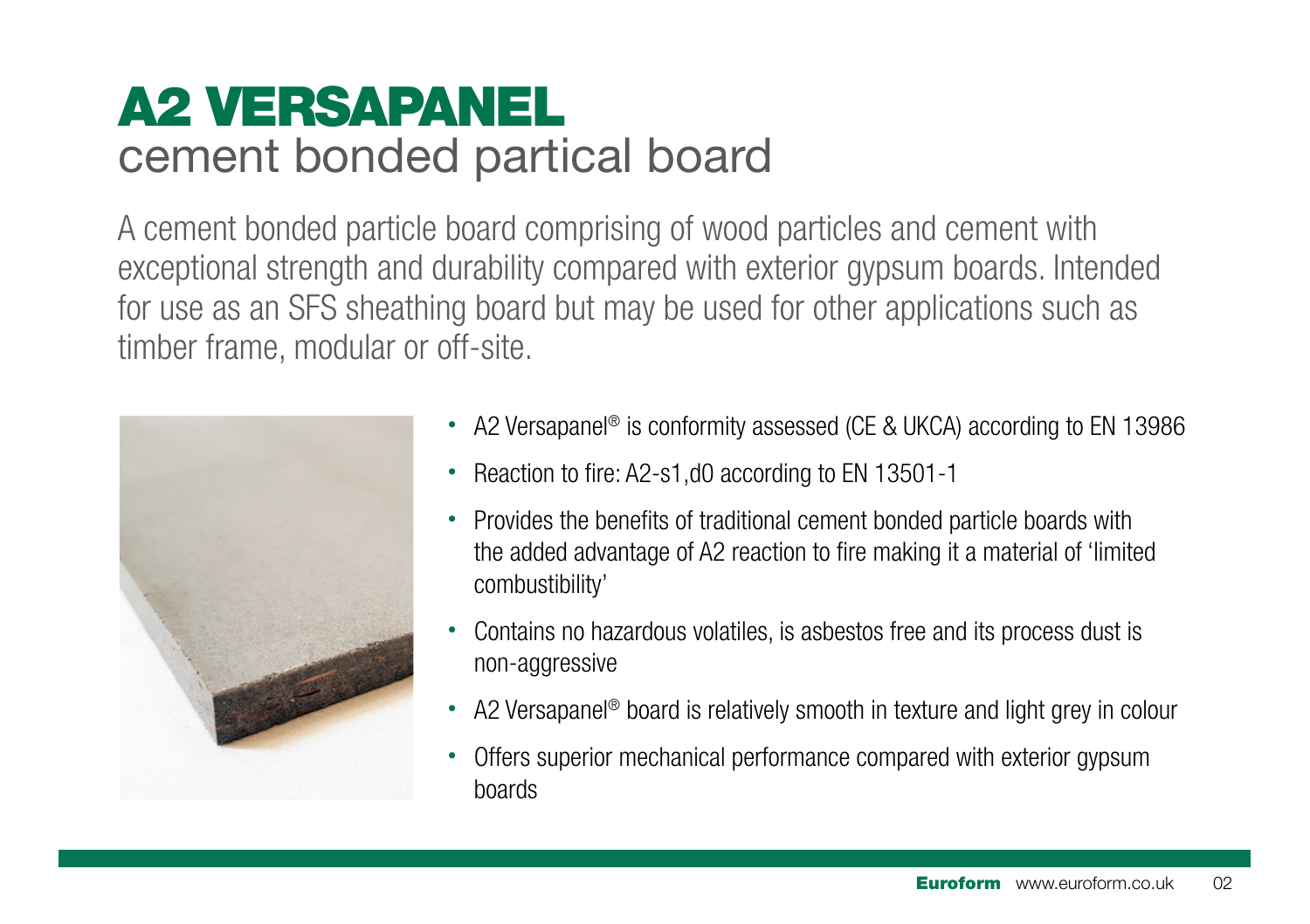# A2 VERSAPANEL
## cement bonded partical board

A cement bonded particle board comprising of wood particles and cement with exceptional strength and durability compared with exterior gypsum boards. Intended for use as an SFS sheathing board but may be used for other applications such as timber frame, modular or off-site.

- A2 Versapanel® is conformity assessed (CE & UKCA) according to EN 13986
- Reaction to fire: A2-s1,d0 according to EN 13501-1
- Provides the benefits of traditional cement bonded particle boards with the added advantage of A2 reaction to fire making it a material of 'limited combustibility'
- Contains no hazardous volatiles, is asbestos free and its process dust is non-aggressive
- A2 Versapanel® board is relatively smooth in texture and light grey in colour
- Offers superior mechanical performance compared with exterior gypsum boards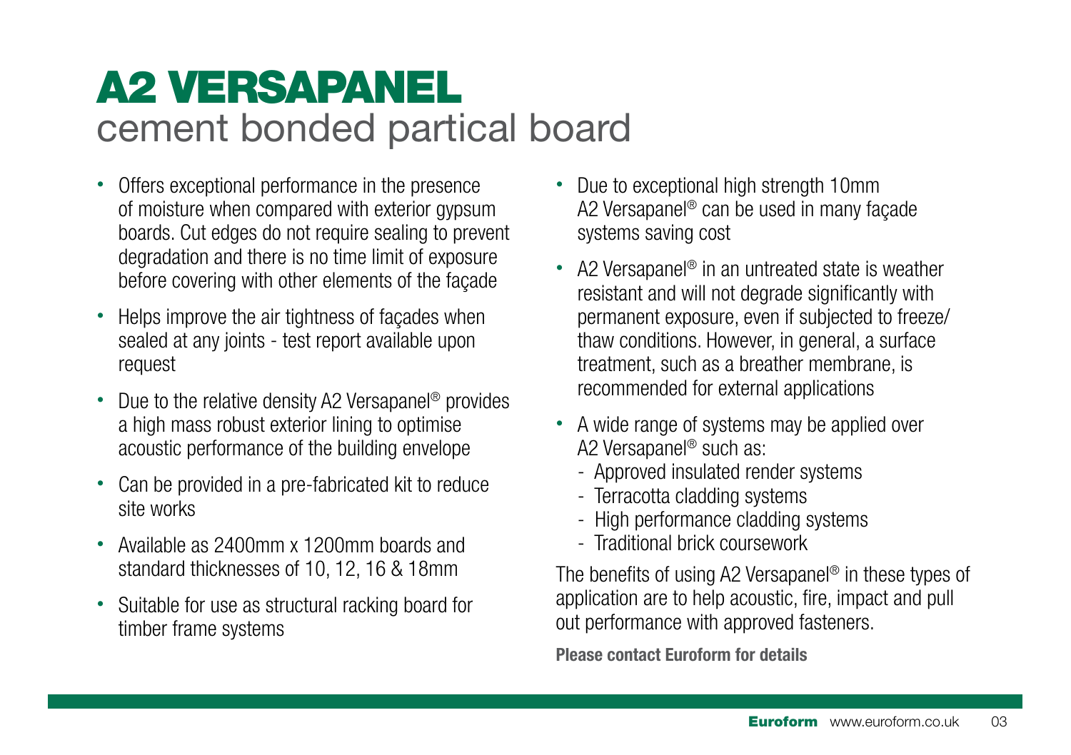# A2 VERSAPANEL
## cement bonded partical board

- Offers exceptional performance in the presence of moisture when compared with exterior gypsum boards. Cut edges do not require sealing to prevent degradation and there is no time limit of exposure before covering with other elements of the façade
- Helps improve the air tightness of façades when sealed at any joints - test report available upon request
- Due to the relative density A2 Versapanel® provides a high mass robust exterior lining to optimise acoustic performance of the building envelope
- Can be provided in a pre-fabricated kit to reduce site works
- Available as 2400mm x 1200mm boards and standard thicknesses of 10, 12, 16 & 18mm
- Suitable for use as structural racking board for timber frame systems
- Due to exceptional high strength 10mm A2 Versapanel® can be used in many façade systems saving cost
- A2 Versapanel® in an untreated state is weather resistant and will not degrade significantly with permanent exposure, even if subjected to freeze/thaw conditions. However, in general, a surface treatment, such as a breather membrane, is recommended for external applications
- A wide range of systems may be applied over A2 Versapanel® such as:
  - Approved insulated render systems
  - Terracotta cladding systems
  - High performance cladding systems
  - Traditional brick coursework

The benefits of using A2 Versapanel® in these types of application are to help acoustic, fire, impact and pull out performance with approved fasteners.

**Please contact Euroform for details**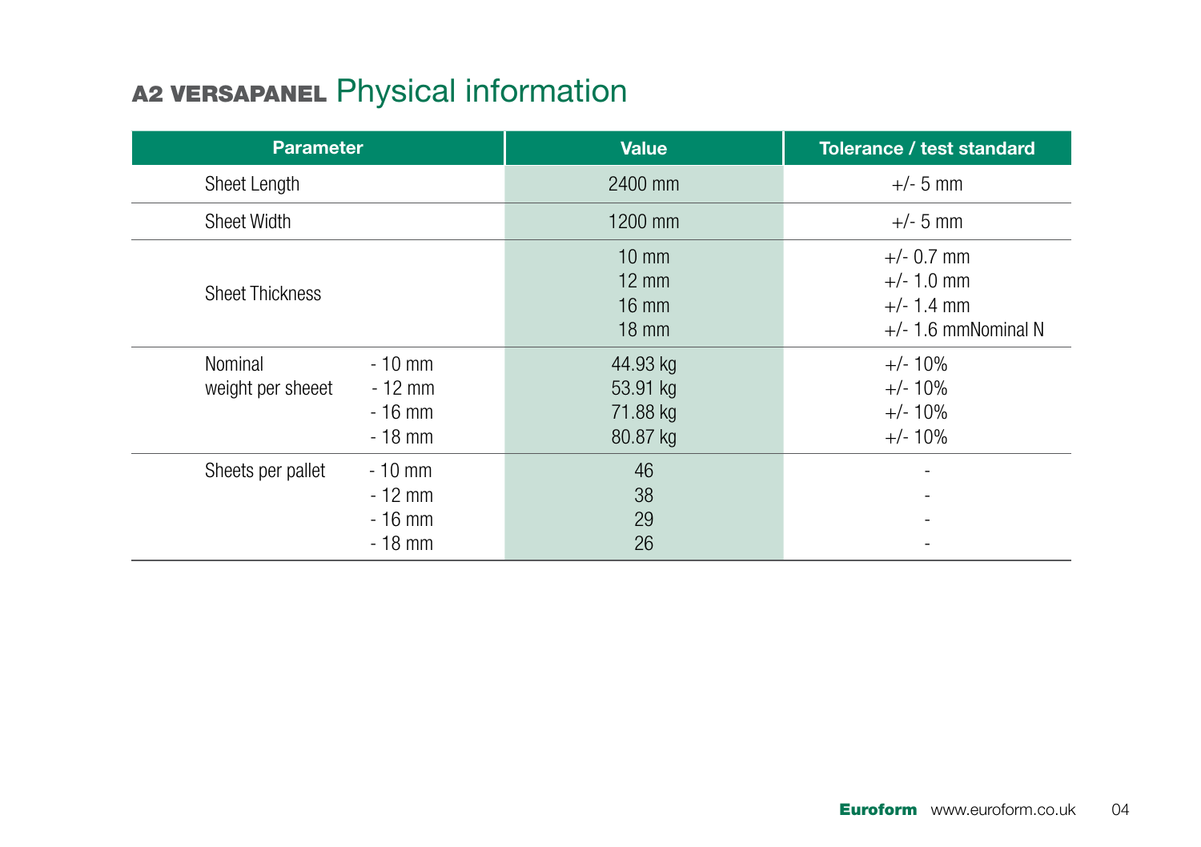# A2 VERSAPANEL Physical information

| Parameter | | Value | Tolerance / test standard |
|---|---|---|---|
| Sheet Length | | 2400 mm | +/- 5 mm |
| Sheet Width | | 1200 mm | +/- 5 mm |
| Sheet Thickness | | 10 mm<br>12 mm<br>16 mm<br>18 mm | +/- 0.7 mm<br>+/- 1.0 mm<br>+/- 1.4 mm<br>+/- 1.6 mmNominal N |
| Nominal weight per sheeet | - 10 mm<br>- 12 mm<br>- 16 mm<br>- 18 mm | 44.93 kg<br>53.91 kg<br>71.88 kg<br>80.87 kg | +/- 10%<br>+/- 10%<br>+/- 10%<br>+/- 10% |
| Sheets per pallet | - 10 mm<br>- 12 mm<br>- 16 mm<br>- 18 mm | 46<br>38<br>29<br>26 | -<br>-<br>-<br>- |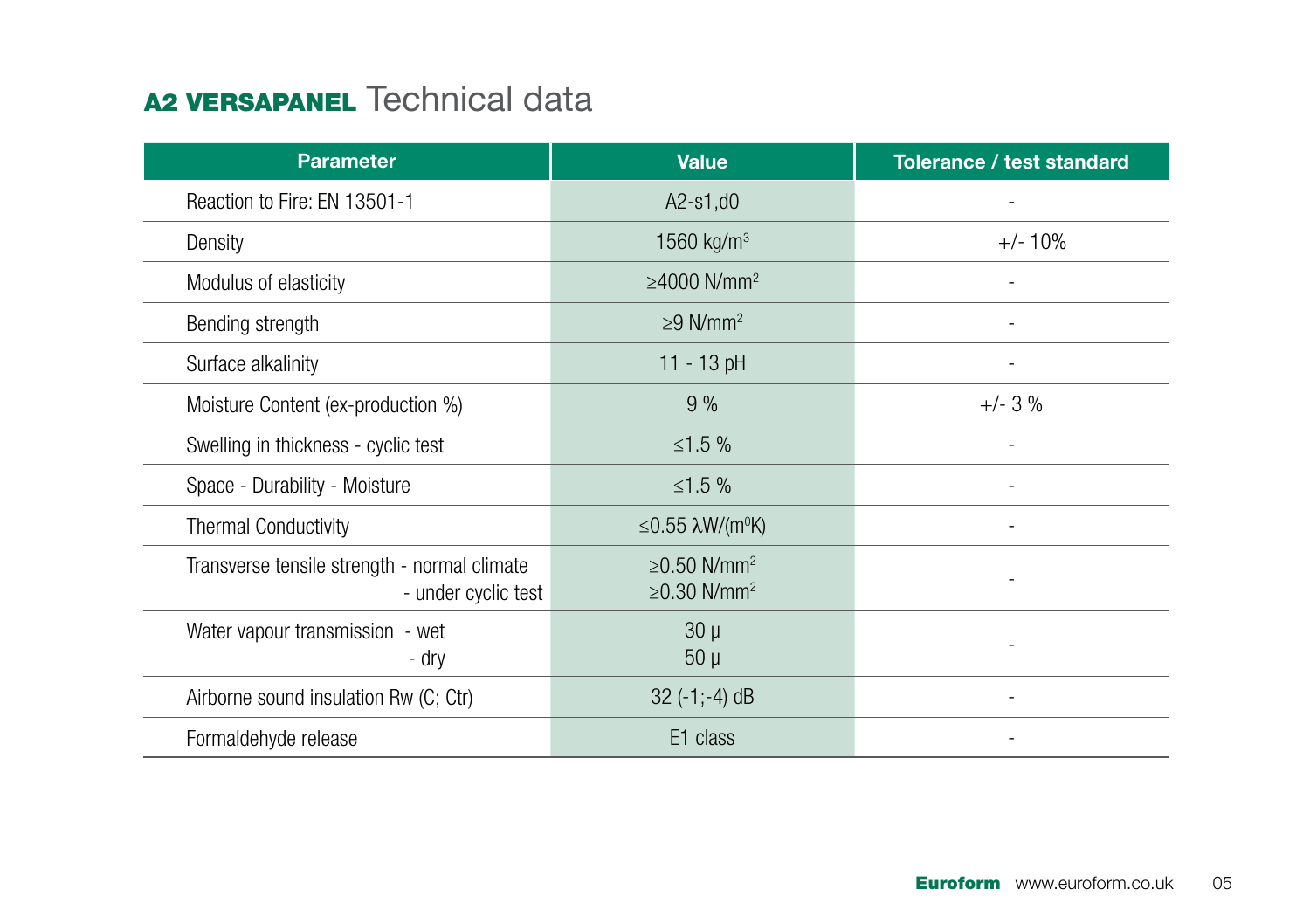# **A2 VERSAPANEL** Technical data

| Parameter | Value | Tolerance / test standard |
|---|---|---|
| Reaction to Fire: EN 13501-1 | A2-s1,d0 | - |
| Density | 1560 kg/m$^3$ | +/- 10% |
| Modulus of elasticity | ≥4000 N/mm$^2$ | - |
| Bending strength | ≥9 N/mm$^2$ | - |
| Surface alkalinity | 11 - 13 pH | - |
| Moisture Content (ex-production %) | 9 % | +/- 3 % |
| Swelling in thickness - cyclic test | ≤1.5 % | - |
| Space - Durability - Moisture | ≤1.5 % | - |
| Thermal Conductivity | ≤0.55 λW/(m$^0$K) | - |
| Transverse tensile strength - normal climate<br>- under cyclic test | ≥0.50 N/mm$^2$<br>≥0.30 N/mm$^2$ | - |
| Water vapour transmission - wet<br>- dry | 30 μ<br>50 μ | - |
| Airborne sound insulation Rw (C; Ctr) | 32 (-1;-4) dB | - |
| Formaldehyde release | E1 class | - |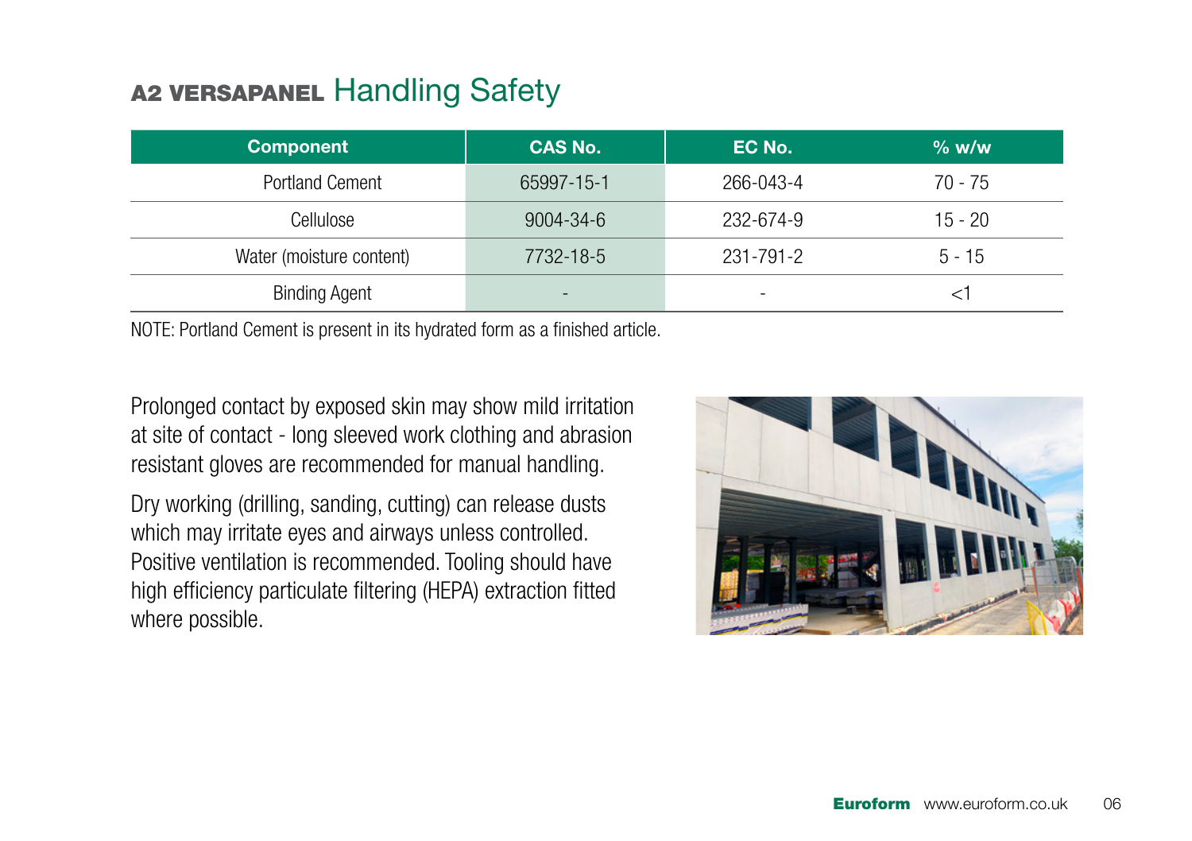# A2 VERSAPANEL Handling Safety

| Component | CAS No. | EC No. | % w/w |
|---|---|---|---|
| Portland Cement | 65997-15-1 | 266-043-4 | 70 - 75 |
| Cellulose | 9004-34-6 | 232-674-9 | 15 - 20 |
| Water (moisture content) | 7732-18-5 | 231-791-2 | 5 - 15 |
| Binding Agent | - | - | <1 |

NOTE: Portland Cement is present in its hydrated form as a finished article.

Prolonged contact by exposed skin may show mild irritation at site of contact - long sleeved work clothing and abrasion resistant gloves are recommended for manual handling.

Dry working (drilling, sanding, cutting) can release dusts which may irritate eyes and airways unless controlled. Positive ventilation is recommended. Tooling should have high efficiency particulate filtering (HEPA) extraction fitted where possible.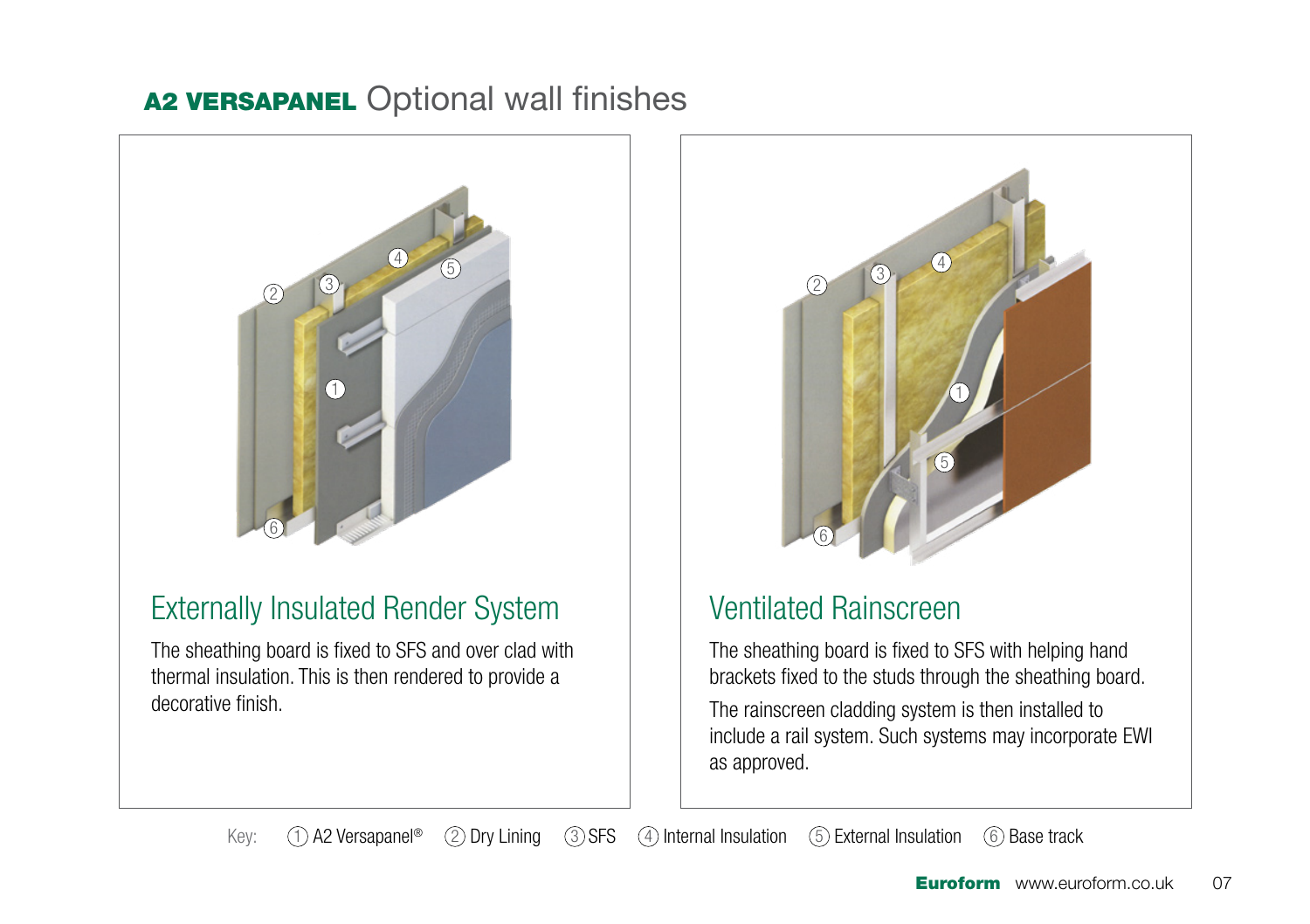# A2 VERSAPANEL Optional wall finishes

## Externally Insulated Render System

The sheathing board is fixed to SFS and over clad with thermal insulation. This is then rendered to provide a decorative finish.

## Ventilated Rainscreen

The sheathing board is fixed to SFS with helping hand brackets fixed to the studs through the sheathing board.

The rainscreen cladding system is then installed to include a rail system. Such systems may incorporate EWI as approved.

Key: ① A2 Versapanel® ② Dry Lining ③ SFS ④ Internal Insulation ⑤ External Insulation ⑥ Base track

**Euroform** www.euroform.co.uk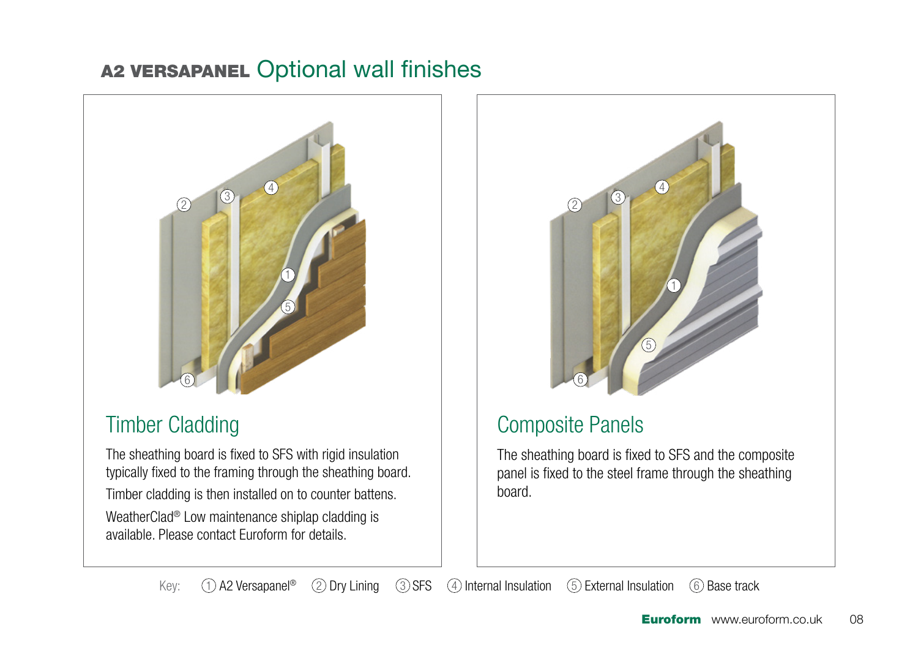# A2 VERSAPANEL Optional wall finishes

## Timber Cladding

The sheathing board is fixed to SFS with rigid insulation typically fixed to the framing through the sheathing board.

Timber cladding is then installed on to counter battens.

WeatherClad® Low maintenance shiplap cladding is available. Please contact Euroform for details.

## Composite Panels

The sheathing board is fixed to SFS and the composite panel is fixed to the steel frame through the sheathing board.

Key: ① A2 Versapanel® ② Dry Lining ③ SFS ④ Internal Insulation ⑤ External Insulation ⑥ Base track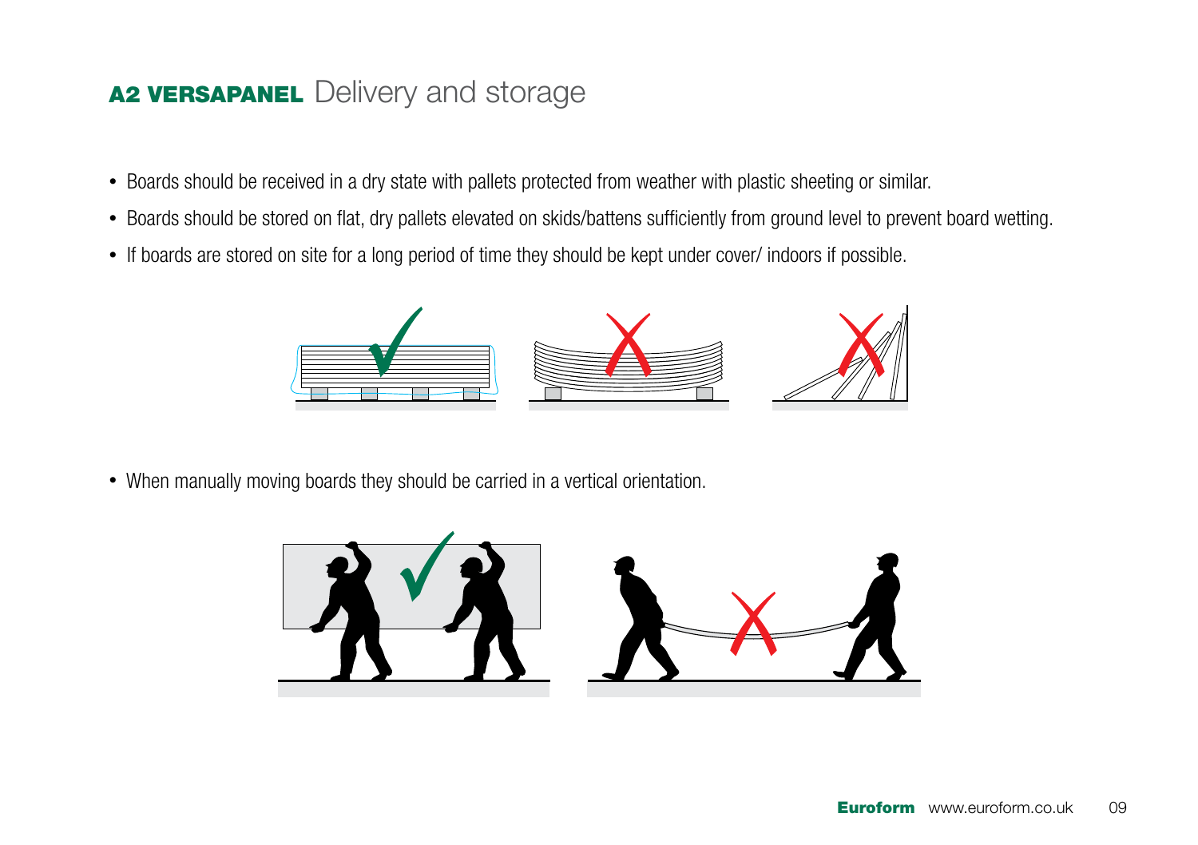## **A2 VERSAPANEL** Delivery and storage

- Boards should be received in a dry state with pallets protected from weather with plastic sheeting or similar.
- Boards should be stored on flat, dry pallets elevated on skids/battens sufficiently from ground level to prevent board wetting.
- If boards are stored on site for a long period of time they should be kept under cover/ indoors if possible.

- When manually moving boards they should be carried in a vertical orientation.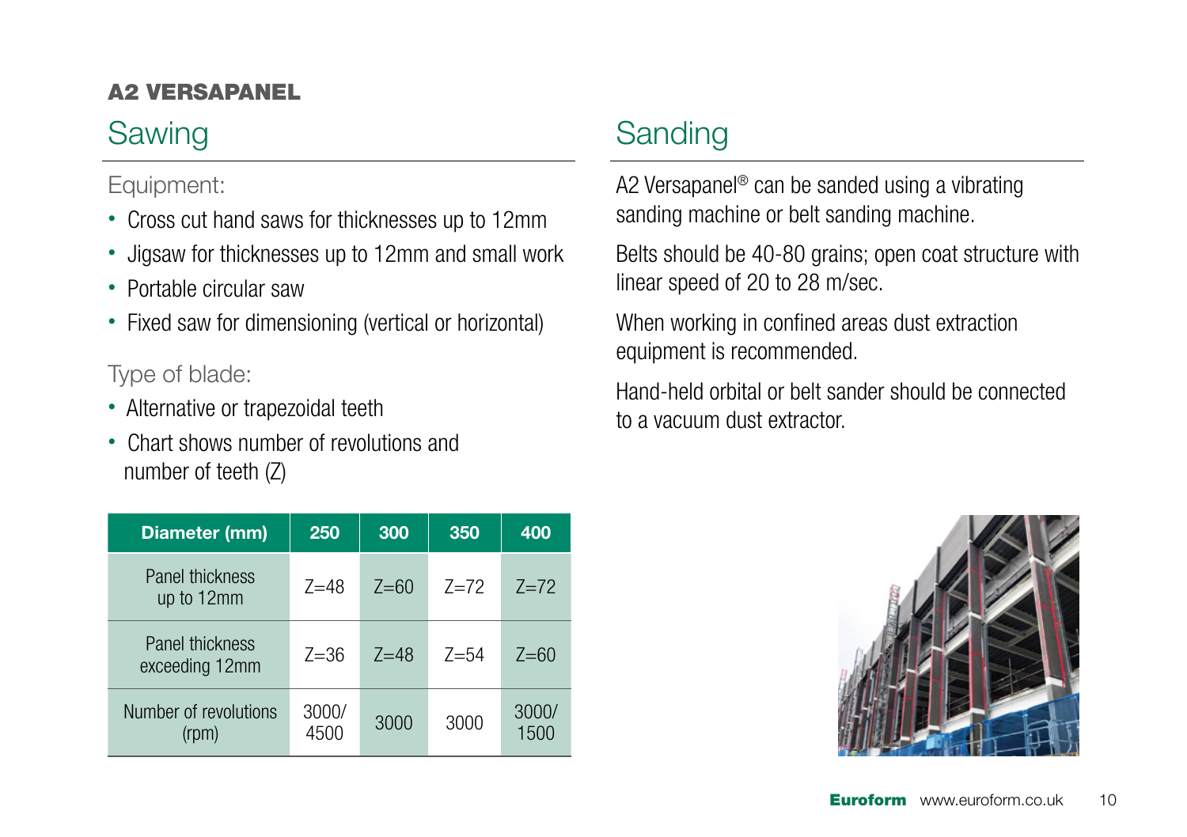**A2 VERSAPANEL**

## Sawing

Equipment:

- Cross cut hand saws for thicknesses up to 12mm
- Jigsaw for thicknesses up to 12mm and small work
- Portable circular saw
- Fixed saw for dimensioning (vertical or horizontal)

Type of blade:

- Alternative or trapezoidal teeth
- Chart shows number of revolutions and number of teeth (Z)

| Diameter (mm) | 250 | 300 | 350 | 400 |
|---|---|---|---|---|
| Panel thickness up to 12mm | Z=48 | Z=60 | Z=72 | Z=72 |
| Panel thickness exceeding 12mm | Z=36 | Z=48 | Z=54 | Z=60 |
| Number of revolutions (rpm) | 3000/ 4500 | 3000 | 3000 | 3000/ 1500 |

## Sanding

A2 Versapanel® can be sanded using a vibrating sanding machine or belt sanding machine.

Belts should be 40-80 grains; open coat structure with linear speed of 20 to 28 m/sec.

When working in confined areas dust extraction equipment is recommended.

Hand-held orbital or belt sander should be connected to a vacuum dust extractor.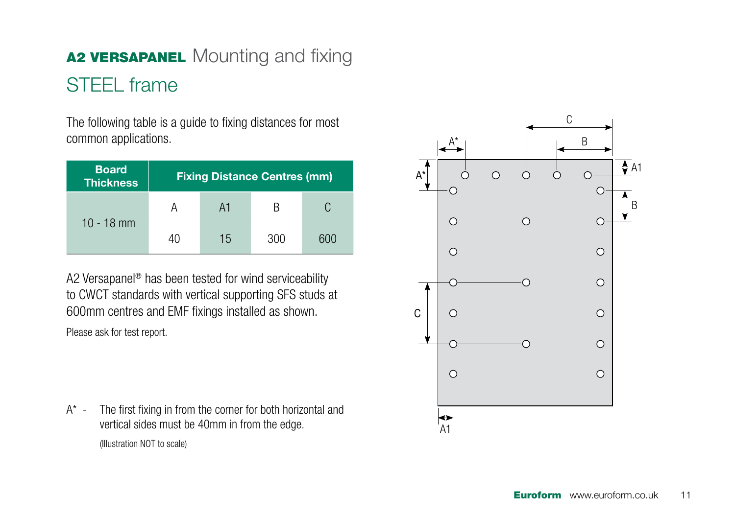# A2 VERSAPANEL Mounting and fixing

## STEEL frame

The following table is a guide to fixing distances for most common applications.

| Board Thickness | Fixing Distance Centres (mm) | | | |
|---|---|---|---|---|
| | A | A1 | B | C |
| 10 - 18 mm | 40 | 15 | 300 | 600 |

A2 Versapanel® has been tested for wind serviceability to CWCT standards with vertical supporting SFS studs at 600mm centres and EMF fixings installed as shown.

Please ask for test report.

A* - The first fixing in from the corner for both horizontal and vertical sides must be 40mm in from the edge.

(Illustration NOT to scale)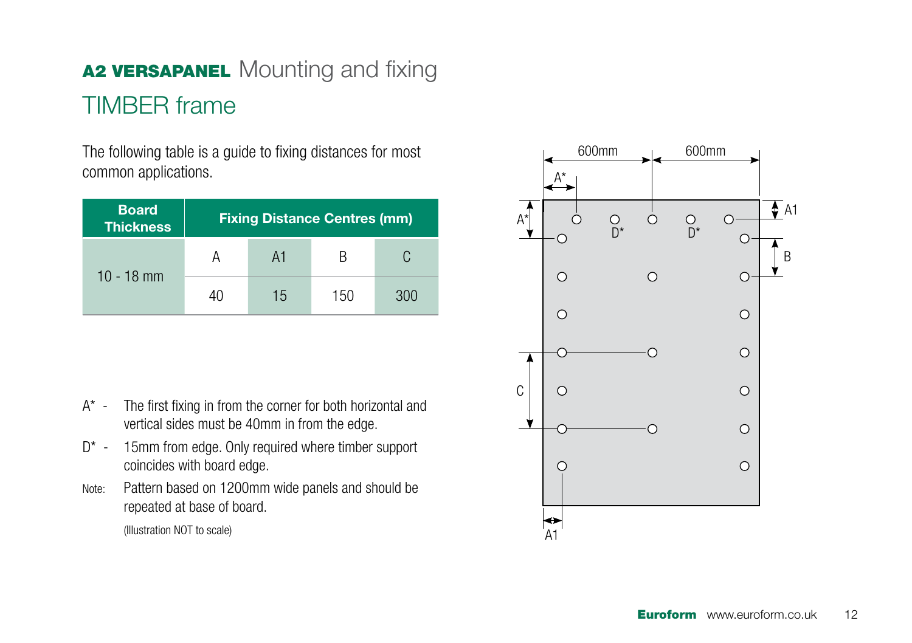# **A2 VERSAPANEL** Mounting and fixing

## TIMBER frame

The following table is a guide to fixing distances for most common applications.

| Board Thickness | Fixing Distance Centres (mm) | | | |
|---|---|---|---|---|
| | A | A1 | B | C |
| 10 - 18 mm | 40 | 15 | 150 | 300 |

A* - The first fixing in from the corner for both horizontal and vertical sides must be 40mm in from the edge.

D* - 15mm from edge. Only required where timber support coincides with board edge.

Note: Pattern based on 1200mm wide panels and should be repeated at base of board.

(Illustration NOT to scale)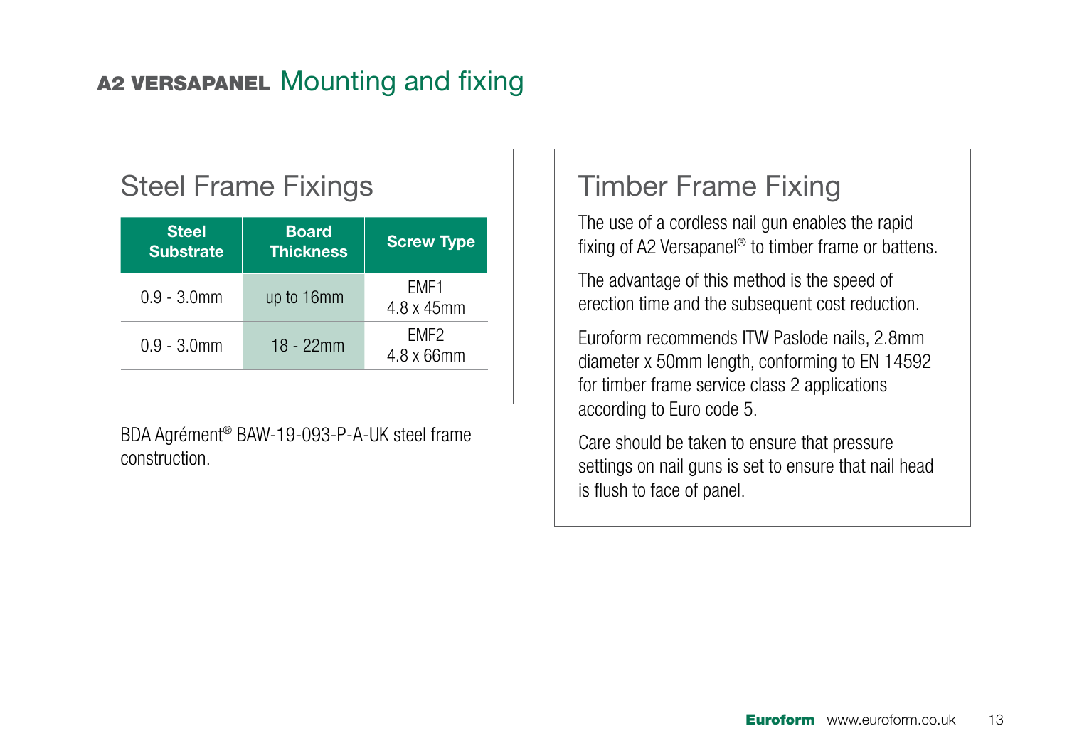# A2 VERSAPANEL Mounting and fixing

## Steel Frame Fixings

| Steel Substrate | Board Thickness | Screw Type |
|---|---|---|
| 0.9 - 3.0mm | up to 16mm | EMF1 4.8 x 45mm |
| 0.9 - 3.0mm | 18 - 22mm | EMF2 4.8 x 66mm |

BDA Agrément® BAW-19-093-P-A-UK steel frame construction.

## Timber Frame Fixing

The use of a cordless nail gun enables the rapid fixing of A2 Versapanel® to timber frame or battens.

The advantage of this method is the speed of erection time and the subsequent cost reduction.

Euroform recommends ITW Paslode nails, 2.8mm diameter x 50mm length, conforming to EN 14592 for timber frame service class 2 applications according to Euro code 5.

Care should be taken to ensure that pressure settings on nail guns is set to ensure that nail head is flush to face of panel.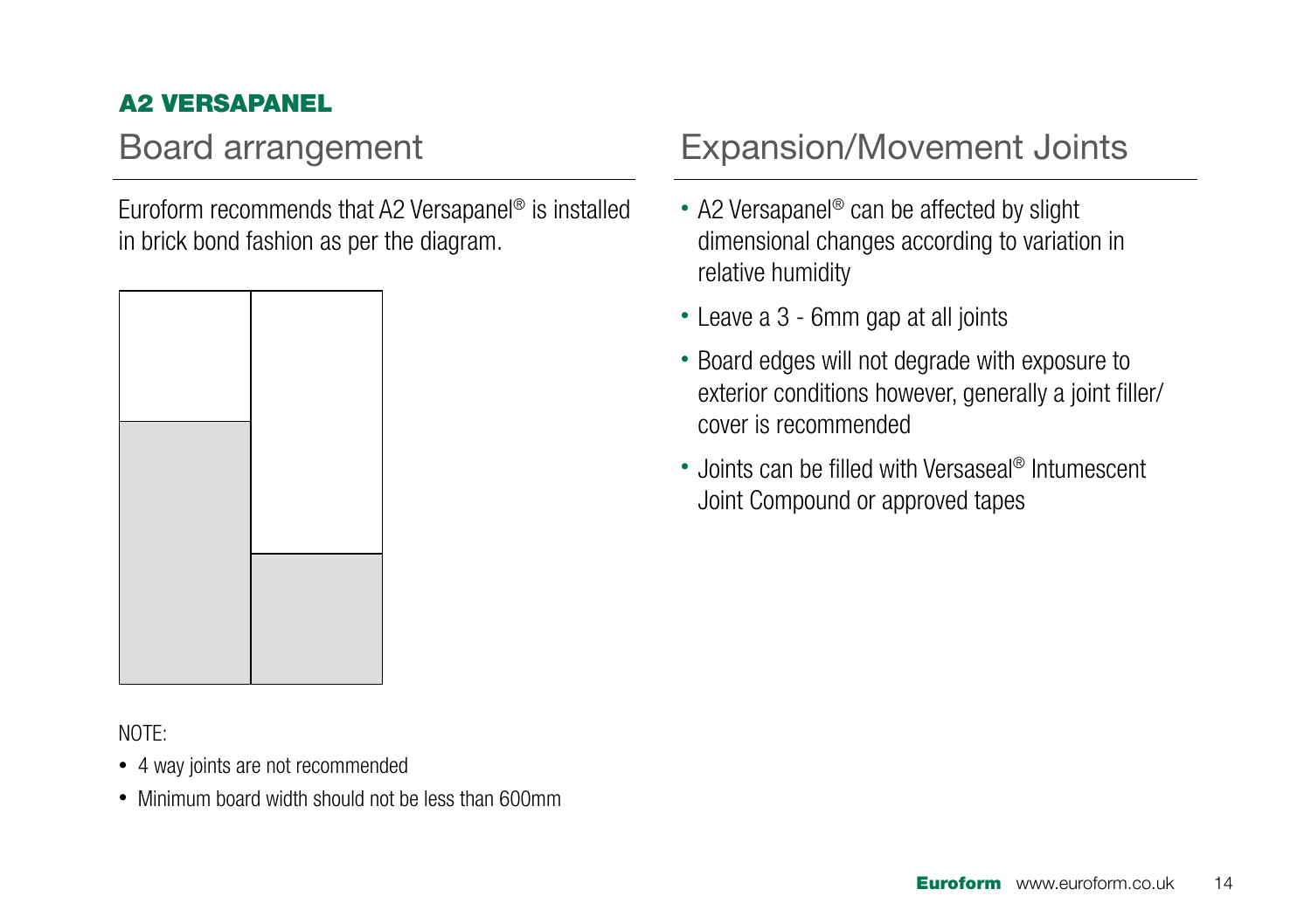**A2 VERSAPANEL**

## Board arrangement

Euroform recommends that A2 Versapanel® is installed in brick bond fashion as per the diagram.

NOTE:

- 4 way joints are not recommended
- Minimum board width should not be less than 600mm

## Expansion/Movement Joints

- A2 Versapanel® can be affected by slight dimensional changes according to variation in relative humidity
- Leave a 3 - 6mm gap at all joints
- Board edges will not degrade with exposure to exterior conditions however, generally a joint filler/ cover is recommended
- Joints can be filled with Versaseal® Intumescent Joint Compound or approved tapes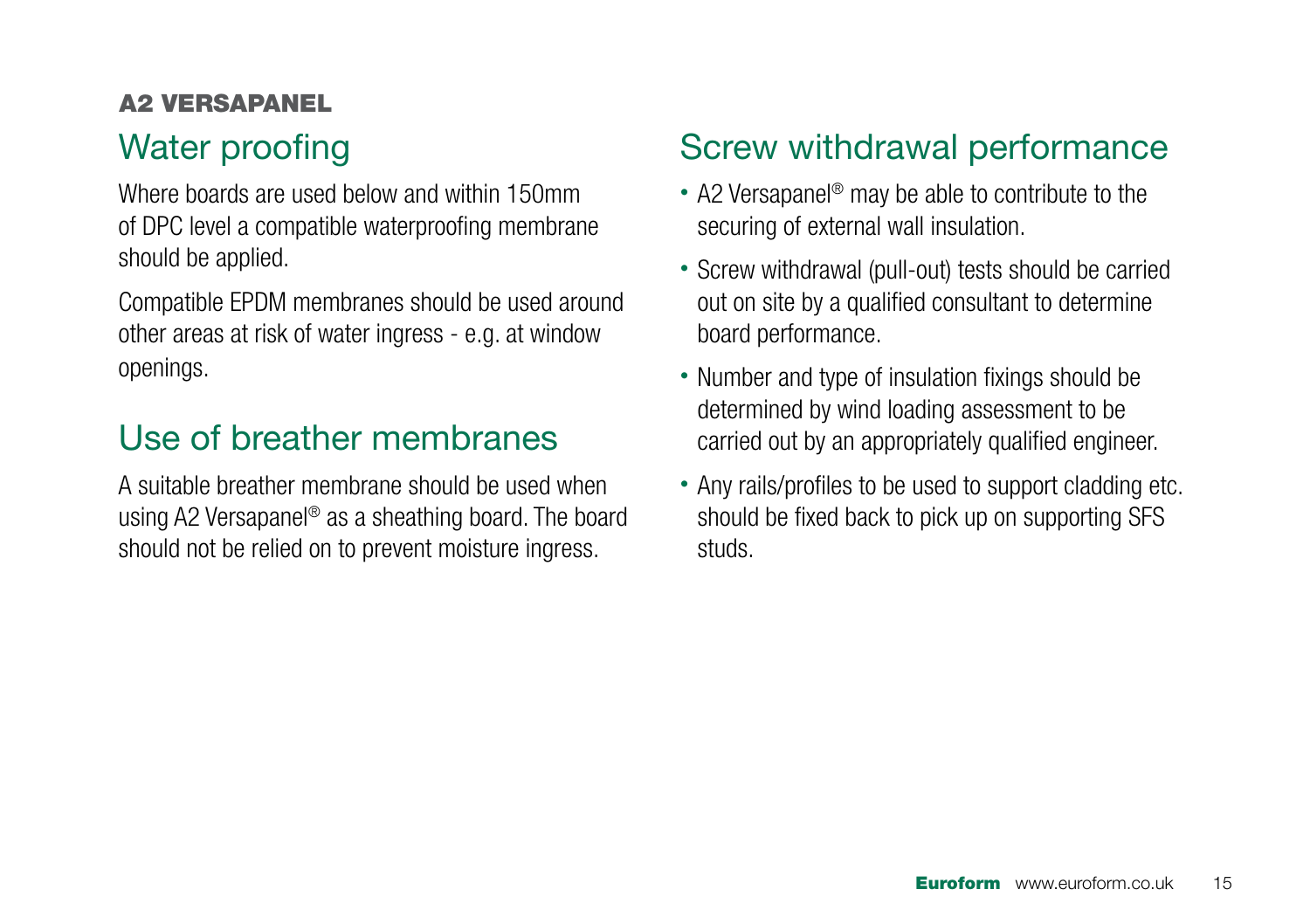**A2 VERSAPANEL**

## Water proofing

Where boards are used below and within 150mm of DPC level a compatible waterproofing membrane should be applied.

Compatible EPDM membranes should be used around other areas at risk of water ingress - e.g. at window openings.

## Use of breather membranes

A suitable breather membrane should be used when using A2 Versapanel® as a sheathing board. The board should not be relied on to prevent moisture ingress.

## Screw withdrawal performance

- A2 Versapanel® may be able to contribute to the securing of external wall insulation.
- Screw withdrawal (pull-out) tests should be carried out on site by a qualified consultant to determine board performance.
- Number and type of insulation fixings should be determined by wind loading assessment to be carried out by an appropriately qualified engineer.
- Any rails/profiles to be used to support cladding etc. should be fixed back to pick up on supporting SFS studs.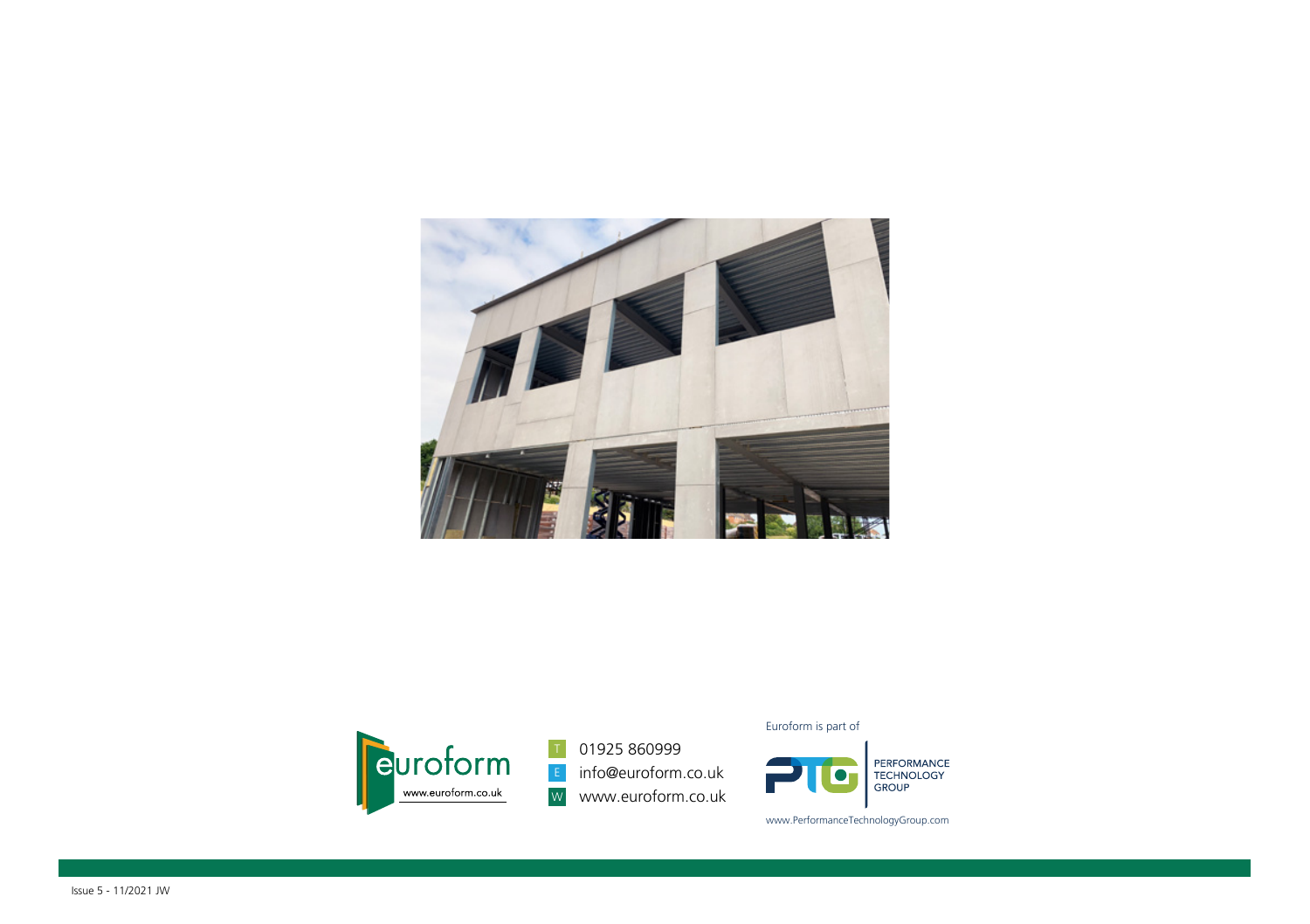euroform

www.euroform.co.uk

T 01925 860999

E info@euroform.co.uk

W www.euroform.co.uk

Euroform is part of

PERFORMANCE TECHNOLOGY GROUP

www.PerformanceTechnologyGroup.com

Issue 5 - 11/2021 JW